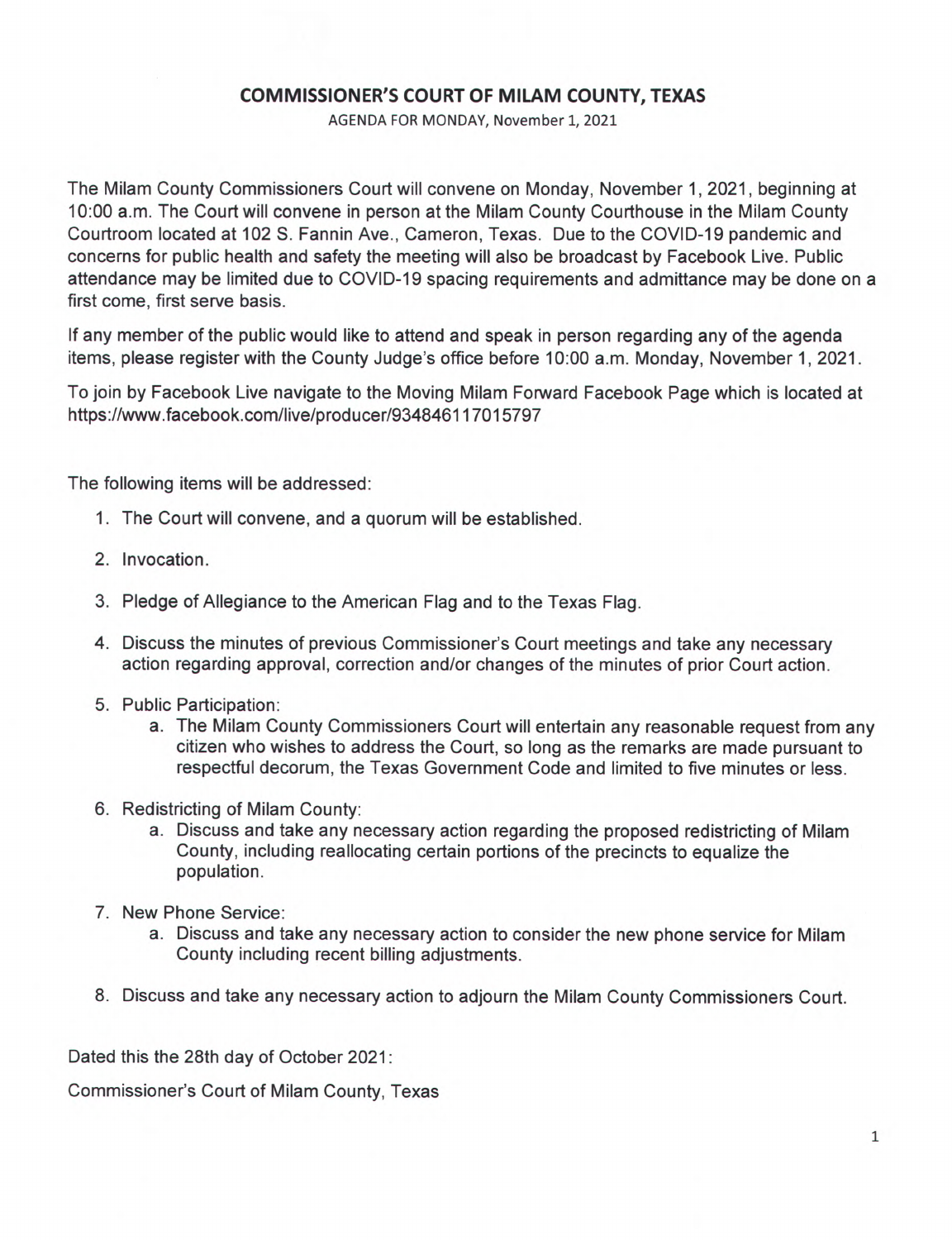# COMMISSIONER'S COURT OF MILAM COUNTY, TEXAS

AGENDA FOR MONDAY, November 1, 2021

The Milam County Commissioners Court will convene on Monday, November 1, 2021, beginning at 10:00 a.m. The Court will convene in person at the Milam County Courthouse in the Milam County Courtroom located at 102 S. Fannin Ave., Cameron, Texas. Due to the COVID-19 pandemic and concerns for public health and safety the meeting will also be broadcast by Facebook Live. Public attendance may be limited due to COVID-19 spacing requirements and admittance may be done on a first come, first serve basis.

If any member of the public would like to attend and speak in person regarding any of the agenda items, please register with the County Judge's office before 10:00 a.m. Monday, November 1, 2021.

To join by Facebook Live navigate to the Moving Milam Forward Facebook Page which is located at https://www.facebook.com/live/producer/934846117015797

The following items will be addressed:

1. The Court will convene, and a quorum will be established.
2. Invocation.
3. Pledge of Allegiance to the American Flag and to the Texas Flag.
4. Discuss the minutes of previous Commissioner's Court meetings and take any necessary action regarding approval, correction and/or changes of the minutes of prior Court action.
5. Public Participation:
   a. The Milam County Commissioners Court will entertain any reasonable request from any citizen who wishes to address the Court, so long as the remarks are made pursuant to respectful decorum, the Texas Government Code and limited to five minutes or less.
6. Redistricting of Milam County:
   a. Discuss and take any necessary action regarding the proposed redistricting of Milam County, including reallocating certain portions of the precincts to equalize the population.
7. New Phone Service:
   a. Discuss and take any necessary action to consider the new phone service for Milam County including recent billing adjustments.
8. Discuss and take any necessary action to adjourn the Milam County Commissioners Court.

Dated this the 28th day of October 2021:

Commissioner's Court of Milam County, Texas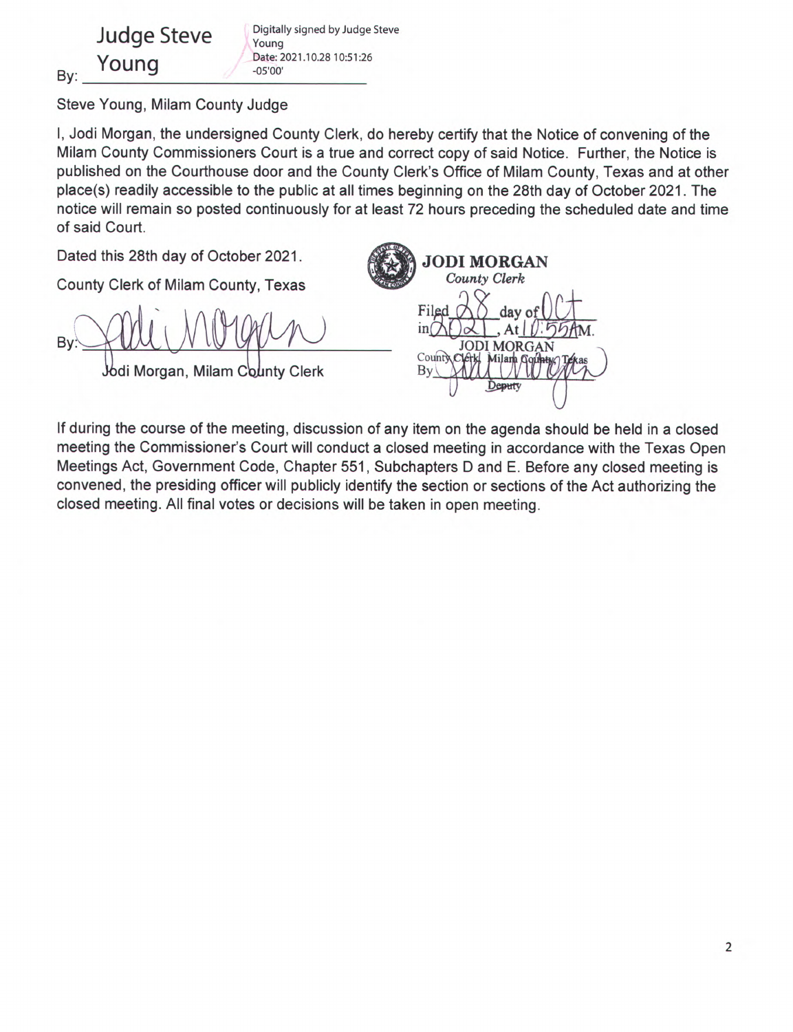By: Judge Steve Young

Digitally signed by Judge Steve Young
Date: 2021.10.28 10:51:26 -05'00'

Steve Young, Milam County Judge

I, Jodi Morgan, the undersigned County Clerk, do hereby certify that the Notice of convening of the Milam County Commissioners Court is a true and correct copy of said Notice. Further, the Notice is published on the Courthouse door and the County Clerk's Office of Milam County, Texas and at other place(s) readily accessible to the public at all times beginning on the 28th day of October 2021. The notice will remain so posted continuously for at least 72 hours preceding the scheduled date and time of said Court.

Dated this 28th day of October 2021.

County Clerk of Milam County, Texas

By: Jodi Morgan

Jodi Morgan, Milam County Clerk

**JODI MORGAN**
*County Clerk*

Filed 28 day of Oct
in 2021, At 10:55 AM.
JODI MORGAN
County Clerk, Milam County, Texas
By Jodi Morgan
Deputy

If during the course of the meeting, discussion of any item on the agenda should be held in a closed meeting the Commissioner's Court will conduct a closed meeting in accordance with the Texas Open Meetings Act, Government Code, Chapter 551, Subchapters D and E. Before any closed meeting is convened, the presiding officer will publicly identify the section or sections of the Act authorizing the closed meeting. All final votes or decisions will be taken in open meeting.